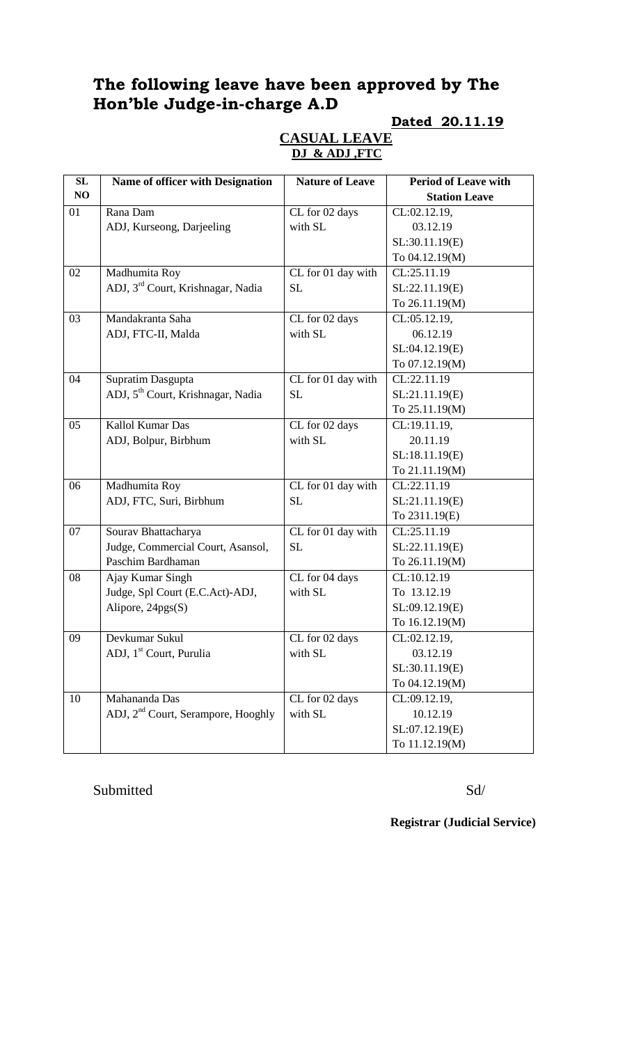# The following leave have been approved by The Hon'ble Judge-in-charge A.D

**Dated 20.11.19**

**CASUAL LEAVE**
**DJ & ADJ ,FTC**

| SL NO | Name of officer with Designation | Nature of Leave | Period of Leave with Station Leave |
|---|---|---|---|
| 01 | Rana Dam<br>ADJ, Kurseong, Darjeeling | CL for 02 days with SL | CL:02.12.19, 03.12.19<br>SL:30.11.19(E)<br>To 04.12.19(M) |
| 02 | Madhumita Roy<br>ADJ, 3rd Court, Krishnagar, Nadia | CL for 01 day with SL | CL:25.11.19<br>SL:22.11.19(E)<br>To 26.11.19(M) |
| 03 | Mandakranta Saha<br>ADJ, FTC-II, Malda | CL for 02 days with SL | CL:05.12.19, 06.12.19<br>SL:04.12.19(E)<br>To 07.12.19(M) |
| 04 | Supratim Dasgupta<br>ADJ, 5th Court, Krishnagar, Nadia | CL for 01 day with SL | CL:22.11.19<br>SL:21.11.19(E)<br>To 25.11.19(M) |
| 05 | Kallol Kumar Das<br>ADJ, Bolpur, Birbhum | CL for 02 days with SL | CL:19.11.19, 20.11.19<br>SL:18.11.19(E)<br>To 21.11.19(M) |
| 06 | Madhumita Roy<br>ADJ, FTC, Suri, Birbhum | CL for 01 day with SL | CL:22.11.19<br>SL:21.11.19(E)<br>To 2311.19(E) |
| 07 | Sourav Bhattacharya<br>Judge, Commercial Court, Asansol, Paschim Bardhaman | CL for 01 day with SL | CL:25.11.19<br>SL:22.11.19(E)<br>To 26.11.19(M) |
| 08 | Ajay Kumar Singh<br>Judge, Spl Court (E.C.Act)-ADJ, Alipore, 24pgs(S) | CL for 04 days with SL | CL:10.12.19<br>To 13.12.19<br>SL:09.12.19(E)<br>To 16.12.19(M) |
| 09 | Devkumar Sukul<br>ADJ, 1st Court, Purulia | CL for 02 days with SL | CL:02.12.19, 03.12.19<br>SL:30.11.19(E)<br>To 04.12.19(M) |
| 10 | Mahananda Das<br>ADJ, 2nd Court, Serampore, Hooghly | CL for 02 days with SL | CL:09.12.19, 10.12.19<br>SL:07.12.19(E)<br>To 11.12.19(M) |

Submitted

Sd/

**Registrar (Judicial Service)**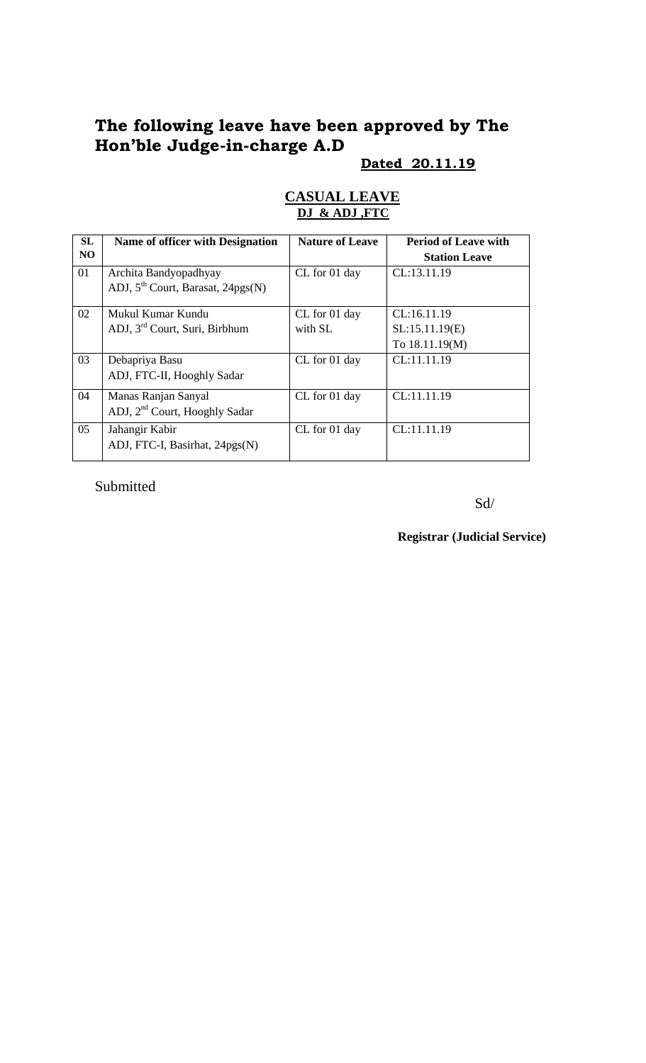# The following leave have been approved by The Hon'ble Judge-in-charge A.D

**Dated 20.11.19**

## CASUAL LEAVE

**DJ & ADJ ,FTC**

| SL NO | Name of officer with Designation | Nature of Leave | Period of Leave with Station Leave |
|---|---|---|---|
| 01 | Archita Bandyopadhyay<br>ADJ, 5th Court, Barasat, 24pgs(N) | CL for 01 day | CL:13.11.19 |
| 02 | Mukul Kumar Kundu<br>ADJ, 3rd Court, Suri, Birbhum | CL for 01 day with SL | CL:16.11.19<br>SL:15.11.19(E)<br>To 18.11.19(M) |
| 03 | Debapriya Basu<br>ADJ, FTC-II, Hooghly Sadar | CL for 01 day | CL:11.11.19 |
| 04 | Manas Ranjan Sanyal<br>ADJ, 2nd Court, Hooghly Sadar | CL for 01 day | CL:11.11.19 |
| 05 | Jahangir Kabir<br>ADJ, FTC-I, Basirhat, 24pgs(N) | CL for 01 day | CL:11.11.19 |

Submitted

Sd/

**Registrar (Judicial Service)**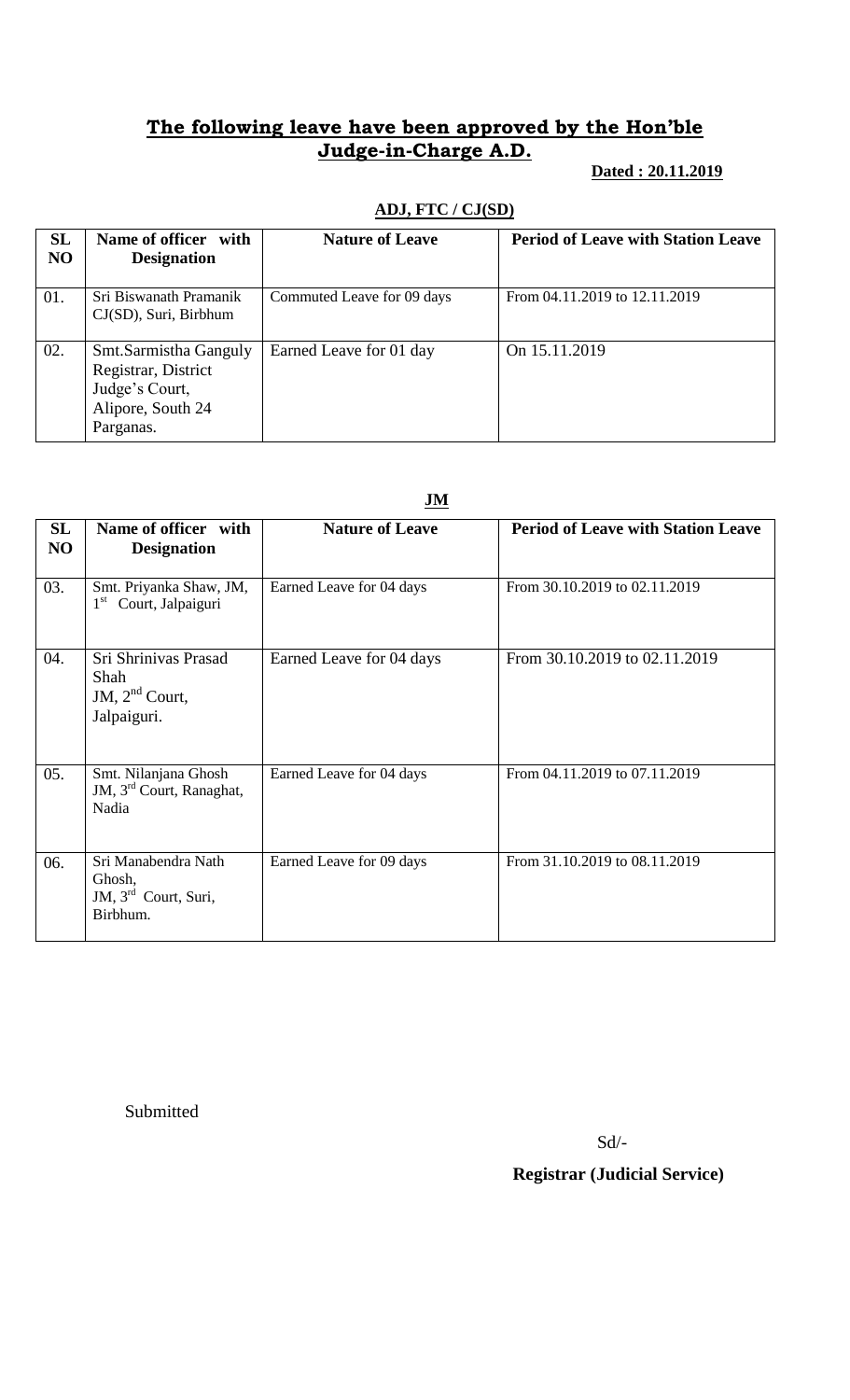## **The following leave have been approved by the Hon'ble Judge-in-Charge A.D.**

**Dated : 20.11.2019**

**ADJ, FTC / CJ(SD)**

| SL NO | Name of officer with Designation | Nature of Leave | Period of Leave with Station Leave |
|---|---|---|---|
| 01. | Sri Biswanath Pramanik CJ(SD), Suri, Birbhum | Commuted Leave for 09 days | From 04.11.2019 to 12.11.2019 |
| 02. | Smt.Sarmistha Ganguly Registrar, District Judge's Court, Alipore, South 24 Parganas. | Earned Leave for 01 day | On 15.11.2019 |

**JM**

| SL NO | Name of officer with Designation | Nature of Leave | Period of Leave with Station Leave |
|---|---|---|---|
| 03. | Smt. Priyanka Shaw, JM, 1st Court, Jalpaiguri | Earned Leave for 04 days | From 30.10.2019 to 02.11.2019 |
| 04. | Sri Shrinivas Prasad Shah JM, 2nd Court, Jalpaiguri. | Earned Leave for 04 days | From 30.10.2019 to 02.11.2019 |
| 05. | Smt. Nilanjana Ghosh JM, 3rd Court, Ranaghat, Nadia | Earned Leave for 04 days | From 04.11.2019 to 07.11.2019 |
| 06. | Sri Manabendra Nath Ghosh, JM, 3rd Court, Suri, Birbhum. | Earned Leave for 09 days | From 31.10.2019 to 08.11.2019 |

Submitted

Sd/-

**Registrar (Judicial Service)**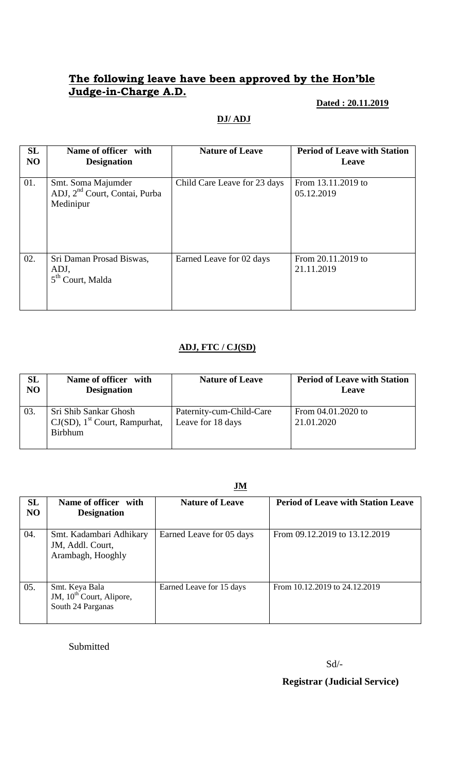## The following leave have been approved by the Hon'ble Judge-in-Charge A.D.

**Dated : 20.11.2019**

**DJ/ ADJ**

| SL NO | Name of officer with Designation | Nature of Leave | Period of Leave with Station Leave |
|---|---|---|---|
| 01. | Smt. Soma Majumder ADJ, 2nd Court, Contai, Purba Medinipur | Child Care Leave for 23 days | From 13.11.2019 to 05.12.2019 |
| 02. | Sri Daman Prosad Biswas, ADJ, 5th Court, Malda | Earned Leave for 02 days | From 20.11.2019 to 21.11.2019 |

**ADJ, FTC / CJ(SD)**

| SL NO | Name of officer with Designation | Nature of Leave | Period of Leave with Station Leave |
|---|---|---|---|
| 03. | Sri Shib Sankar Ghosh CJ(SD), 1st Court, Rampurhat, Birbhum | Paternity-cum-Child-Care Leave for 18 days | From 04.01.2020 to 21.01.2020 |

**JM**

| SL NO | Name of officer with Designation | Nature of Leave | Period of Leave with Station Leave |
|---|---|---|---|
| 04. | Smt. Kadambari Adhikary JM, Addl. Court, Arambagh, Hooghly | Earned Leave for 05 days | From 09.12.2019 to 13.12.2019 |
| 05. | Smt. Keya Bala JM, 10th Court, Alipore, South 24 Parganas | Earned Leave for 15 days | From 10.12.2019 to 24.12.2019 |

Submitted

Sd/-

**Registrar (Judicial Service)**